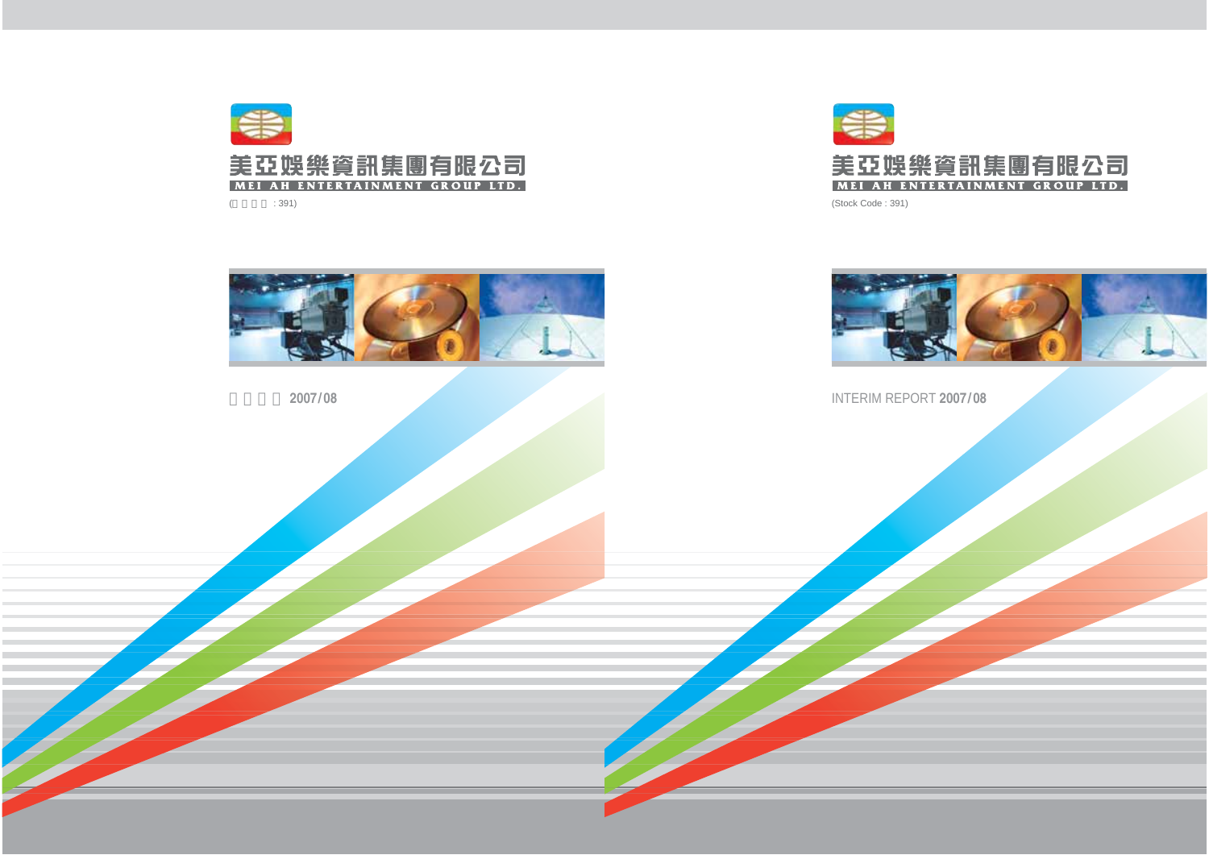美亞娛樂資訊集團有限公司

MEI AH ENTERTAINMENT GROUP LTD.

(股份代號 : 391)

中期報告 2007/08

美亞娛樂資訊集團有限公司

MEI AH ENTERTAINMENT GROUP LTD.

(Stock Code : 391)

INTERIM REPORT 2007/08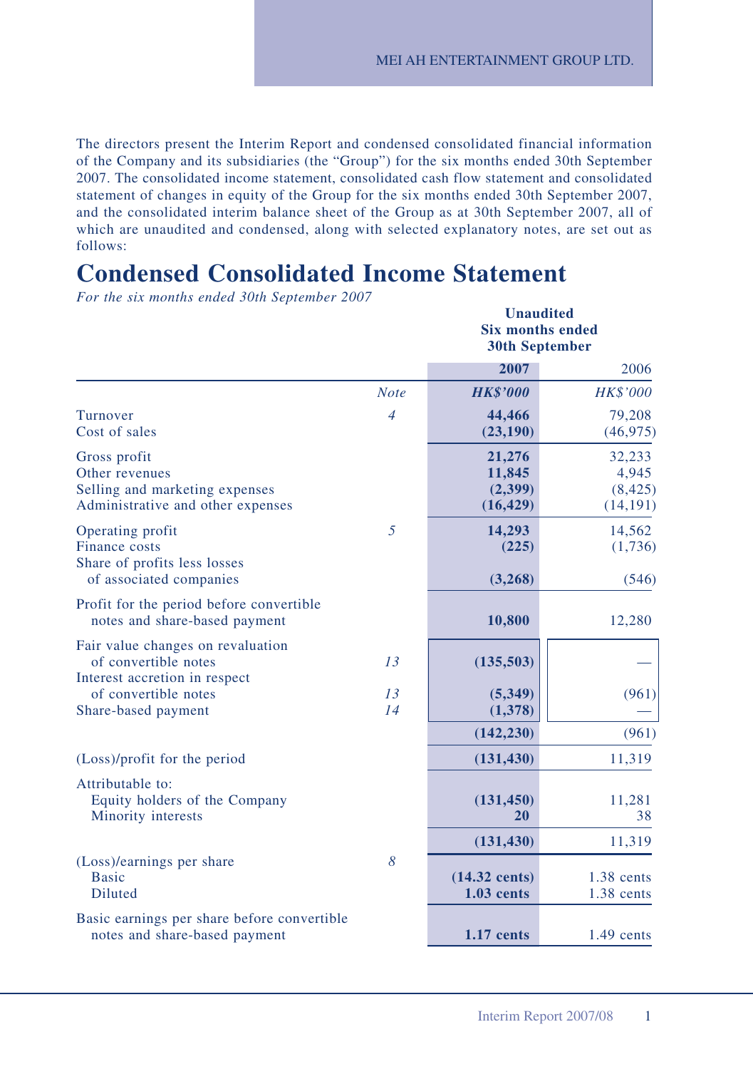The directors present the Interim Report and condensed consolidated financial information of the Company and its subsidiaries (the "Group") for the six months ended 30th September 2007. The consolidated income statement, consolidated cash flow statement and consolidated statement of changes in equity of the Group for the six months ended 30th September 2007, and the consolidated interim balance sheet of the Group as at 30th September 2007, all of which are unaudited and condensed, along with selected explanatory notes, are set out as follows:

# Condensed Consolidated Income Statement

*For the six months ended 30th September 2007*

| | | Unaudited Six months ended 30th September | |
|---|---|---|---|
| | | **2007** | 2006 |
| | *Note* | ***HK$'000*** | *HK$'000* |
| Turnover | *4* | **44,466** | 79,208 |
| Cost of sales | | **(23,190)** | (46,975) |
| Gross profit | | **21,276** | 32,233 |
| Other revenues | | **11,845** | 4,945 |
| Selling and marketing expenses | | **(2,399)** | (8,425) |
| Administrative and other expenses | | **(16,429)** | (14,191) |
| Operating profit | *5* | **14,293** | 14,562 |
| Finance costs | | **(225)** | (1,736) |
| Share of profits less losses of associated companies | | **(3,268)** | (546) |
| Profit for the period before convertible notes and share-based payment | | **10,800** | 12,280 |
| Fair value changes on revaluation of convertible notes | *13* | **(135,503)** | — |
| Interest accretion in respect of convertible notes | *13* | **(5,349)** | (961) |
| Share-based payment | *14* | **(1,378)** | — |
| | | **(142,230)** | (961) |
| (Loss)/profit for the period | | **(131,430)** | 11,319 |
| Attributable to: | | | |
| Equity holders of the Company | | **(131,450)** | 11,281 |
| Minority interests | | **20** | 38 |
| | | **(131,430)** | 11,319 |
| (Loss)/earnings per share | *8* | | |
| Basic | | **(14.32 cents)** | 1.38 cents |
| Diluted | | **1.03 cents** | 1.38 cents |
| Basic earnings per share before convertible notes and share-based payment | | **1.17 cents** | 1.49 cents |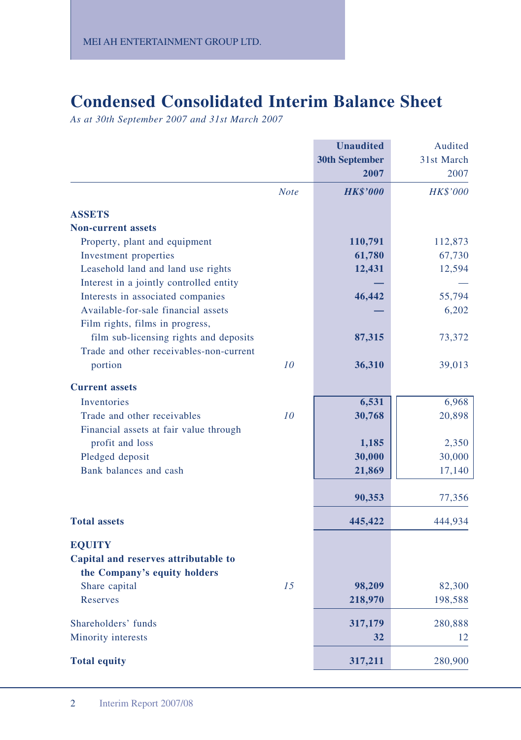# Condensed Consolidated Interim Balance Sheet

*As at 30th September 2007 and 31st March 2007*

| | Note | Unaudited 30th September 2007 | Audited 31st March 2007 |
|---|---|---|---|
| | | *HK$'000* | *HK$'000* |
| **ASSETS** | | | |
| **Non-current assets** | | | |
| Property, plant and equipment | | **110,791** | 112,873 |
| Investment properties | | **61,780** | 67,730 |
| Leasehold land and land use rights | | **12,431** | 12,594 |
| Interest in a jointly controlled entity | | **—** | — |
| Interests in associated companies | | **46,442** | 55,794 |
| Available-for-sale financial assets | | **—** | 6,202 |
| Film rights, films in progress, film sub-licensing rights and deposits | | **87,315** | 73,372 |
| Trade and other receivables-non-current portion | 10 | **36,310** | 39,013 |
| **Current assets** | | | |
| Inventories | | **6,531** | 6,968 |
| Trade and other receivables | 10 | **30,768** | 20,898 |
| Financial assets at fair value through profit and loss | | **1,185** | 2,350 |
| Pledged deposit | | **30,000** | 30,000 |
| Bank balances and cash | | **21,869** | 17,140 |
| | | **90,353** | 77,356 |
| **Total assets** | | **445,422** | 444,934 |
| **EQUITY** | | | |
| **Capital and reserves attributable to the Company's equity holders** | | | |
| Share capital | 15 | **98,209** | 82,300 |
| Reserves | | **218,970** | 198,588 |
| Shareholders' funds | | **317,179** | 280,888 |
| Minority interests | | **32** | 12 |
| **Total equity** | | **317,211** | 280,900 |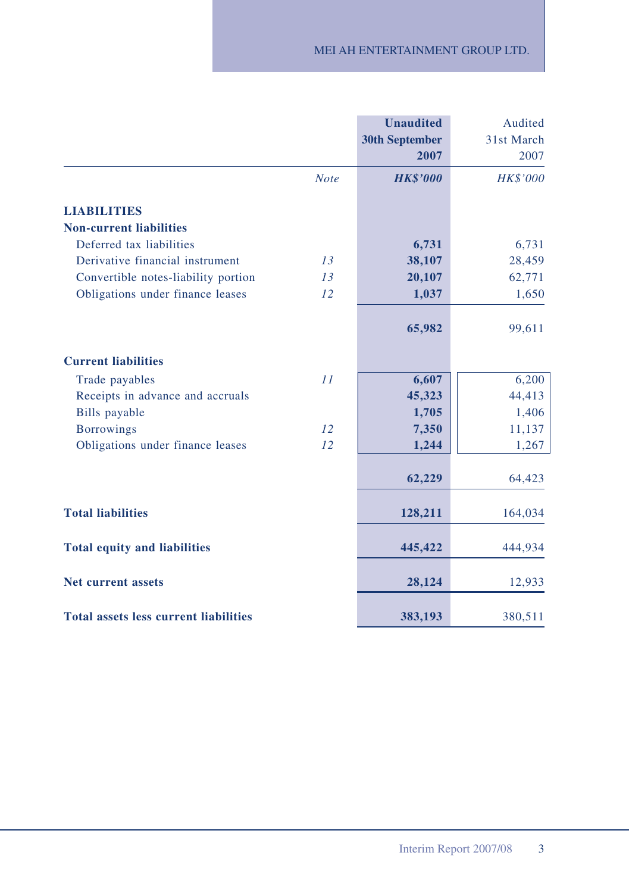| | Note | Unaudited 30th September 2007 HK$'000 | Audited 31st March 2007 HK$'000 |
|---|---|---|---|
| **LIABILITIES** | | | |
| **Non-current liabilities** | | | |
| Deferred tax liabilities | | **6,731** | 6,731 |
| Derivative financial instrument | *13* | **38,107** | 28,459 |
| Convertible notes-liability portion | *13* | **20,107** | 62,771 |
| Obligations under finance leases | *12* | **1,037** | 1,650 |
| | | **65,982** | 99,611 |
| **Current liabilities** | | | |
| Trade payables | *11* | **6,607** | 6,200 |
| Receipts in advance and accruals | | **45,323** | 44,413 |
| Bills payable | | **1,705** | 1,406 |
| Borrowings | *12* | **7,350** | 11,137 |
| Obligations under finance leases | *12* | **1,244** | 1,267 |
| | | **62,229** | 64,423 |
| **Total liabilities** | | **128,211** | 164,034 |
| **Total equity and liabilities** | | **445,422** | 444,934 |
| **Net current assets** | | **28,124** | 12,933 |
| **Total assets less current liabilities** | | **383,193** | 380,511 |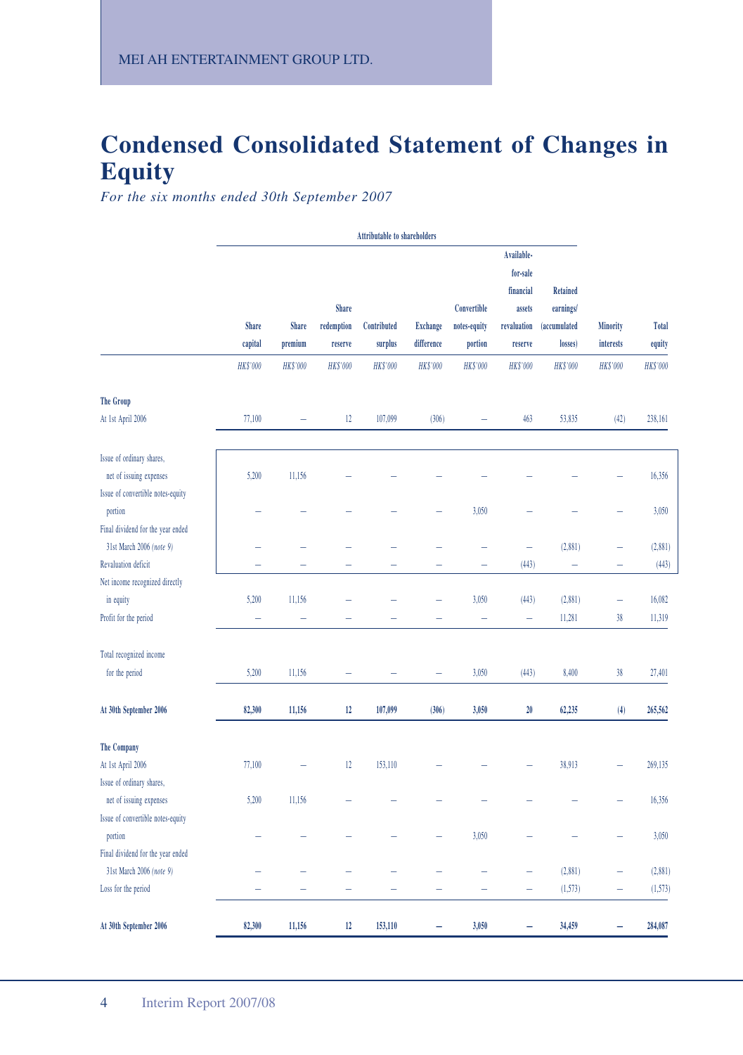# Condensed Consolidated Statement of Changes in Equity

*For the six months ended 30th September 2007*

| | Attributable to shareholders | | | | | | | | | |
|---|---|---|---|---|---|---|---|---|---|---|
| | Share capital | Share premium | Share redemption reserve | Contributed surplus | Exchange difference | Convertible notes-equity portion | Available-for-sale financial assets revaluation reserve | Retained earnings/ (accumulated losses) | Minority interests | Total equity |
| | *HK$'000* | *HK$'000* | *HK$'000* | *HK$'000* | *HK$'000* | *HK$'000* | *HK$'000* | *HK$'000* | *HK$'000* | *HK$'000* |
| **The Group** | | | | | | | | | | |
| At 1st April 2006 | 77,100 | – | 12 | 107,099 | (306) | – | 463 | 53,835 | (42) | 238,161 |
| Issue of ordinary shares, net of issuing expenses | 5,200 | 11,156 | – | – | – | – | – | – | – | 16,356 |
| Issue of convertible notes-equity portion | – | – | – | – | – | 3,050 | – | – | – | 3,050 |
| Final dividend for the year ended 31st March 2006 *(note 9)* | – | – | – | – | – | – | – | (2,881) | – | (2,881) |
| Revaluation deficit | – | – | – | – | – | – | (443) | – | – | (443) |
| Net income recognized directly in equity | 5,200 | 11,156 | – | – | – | 3,050 | (443) | (2,881) | – | 16,082 |
| Profit for the period | – | – | – | – | – | – | – | 11,281 | 38 | 11,319 |
| Total recognized income for the period | 5,200 | 11,156 | – | – | – | 3,050 | (443) | 8,400 | 38 | 27,401 |
| **At 30th September 2006** | **82,300** | **11,156** | **12** | **107,099** | **(306)** | **3,050** | **20** | **62,235** | **(4)** | **265,562** |
| **The Company** | | | | | | | | | | |
| At 1st April 2006 | 77,100 | – | 12 | 153,110 | – | – | – | 38,913 | – | 269,135 |
| Issue of ordinary shares, net of issuing expenses | 5,200 | 11,156 | – | – | – | – | – | – | – | 16,356 |
| Issue of convertible notes-equity portion | – | – | – | – | – | 3,050 | – | – | – | 3,050 |
| Final dividend for the year ended 31st March 2006 *(note 9)* | – | – | – | – | – | – | – | (2,881) | – | (2,881) |
| Loss for the period | – | – | – | – | – | – | – | (1,573) | – | (1,573) |
| **At 30th September 2006** | **82,300** | **11,156** | **12** | **153,110** | **–** | **3,050** | **–** | **34,459** | **–** | **284,087** |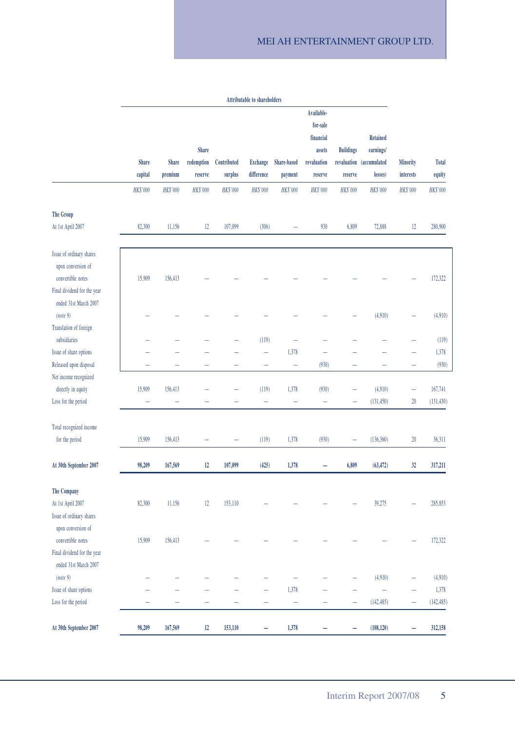| | Attributable to shareholders | | | | | | | | | | |
|---|---|---|---|---|---|---|---|---|---|---|---|
| | Share capital | Share premium | Share redemption reserve | Contributed surplus | Exchange difference | Share-based payment | Available-for-sale financial assets revaluation reserve | Buildings revaluation reserve | Retained earnings/ (accumulated losses) | Minority interests | Total equity |
| | HK$'000 | HK$'000 | HK$'000 | HK$'000 | HK$'000 | HK$'000 | HK$'000 | HK$'000 | HK$'000 | HK$'000 | HK$'000 |
| **The Group** | | | | | | | | | | | |
| At 1st April 2007 | 82,300 | 11,156 | 12 | 107,099 | (306) | – | 930 | 6,809 | 72,888 | 12 | 280,900 |
| Issue of ordinary shares upon conversion of convertible notes | 15,909 | 156,413 | – | – | – | – | – | – | – | – | 172,322 |
| Final dividend for the year ended 31st March 2007 *(note 9)* | – | – | – | – | – | – | – | – | (4,910) | – | (4,910) |
| Translation of foreign subsidiaries | – | – | – | – | (119) | – | – | – | – | – | (119) |
| Issue of share options | – | – | – | – | – | 1,378 | – | – | – | – | 1,378 |
| Released upon disposal | – | – | – | – | – | – | (930) | – | – | – | (930) |
| Net income recognized directly in equity | 15,909 | 156,413 | – | – | (119) | 1,378 | (930) | – | (4,910) | – | 167,741 |
| Loss for the period | – | – | – | – | – | – | – | – | (131,450) | 20 | (131,430) |
| Total recognized income for the period | 15,909 | 156,413 | – | – | (119) | 1,378 | (930) | – | (136,360) | 20 | 36,311 |
| **At 30th September 2007** | **98,209** | **167,569** | **12** | **107,099** | **(425)** | **1,378** | **–** | **6,809** | **(63,472)** | **32** | **317,211** |
| **The Company** | | | | | | | | | | | |
| At 1st April 2007 | 82,300 | 11,156 | 12 | 153,110 | – | – | – | – | 39,275 | – | 285,853 |
| Issue of ordinary shares upon conversion of convertible notes | 15,909 | 156,413 | – | – | – | – | – | – | – | – | 172,322 |
| Final dividend for the year ended 31st March 2007 *(note 9)* | – | – | – | – | – | – | – | – | (4,910) | – | (4,910) |
| Issue of share options | – | – | – | – | – | 1,378 | – | – | – | – | 1,378 |
| Loss for the period | – | – | – | – | – | – | – | – | (142,485) | – | (142,485) |
| **At 30th September 2007** | **98,209** | **167,569** | **12** | **153,110** | **–** | **1,378** | **–** | **–** | **(108,120)** | **–** | **312,158** |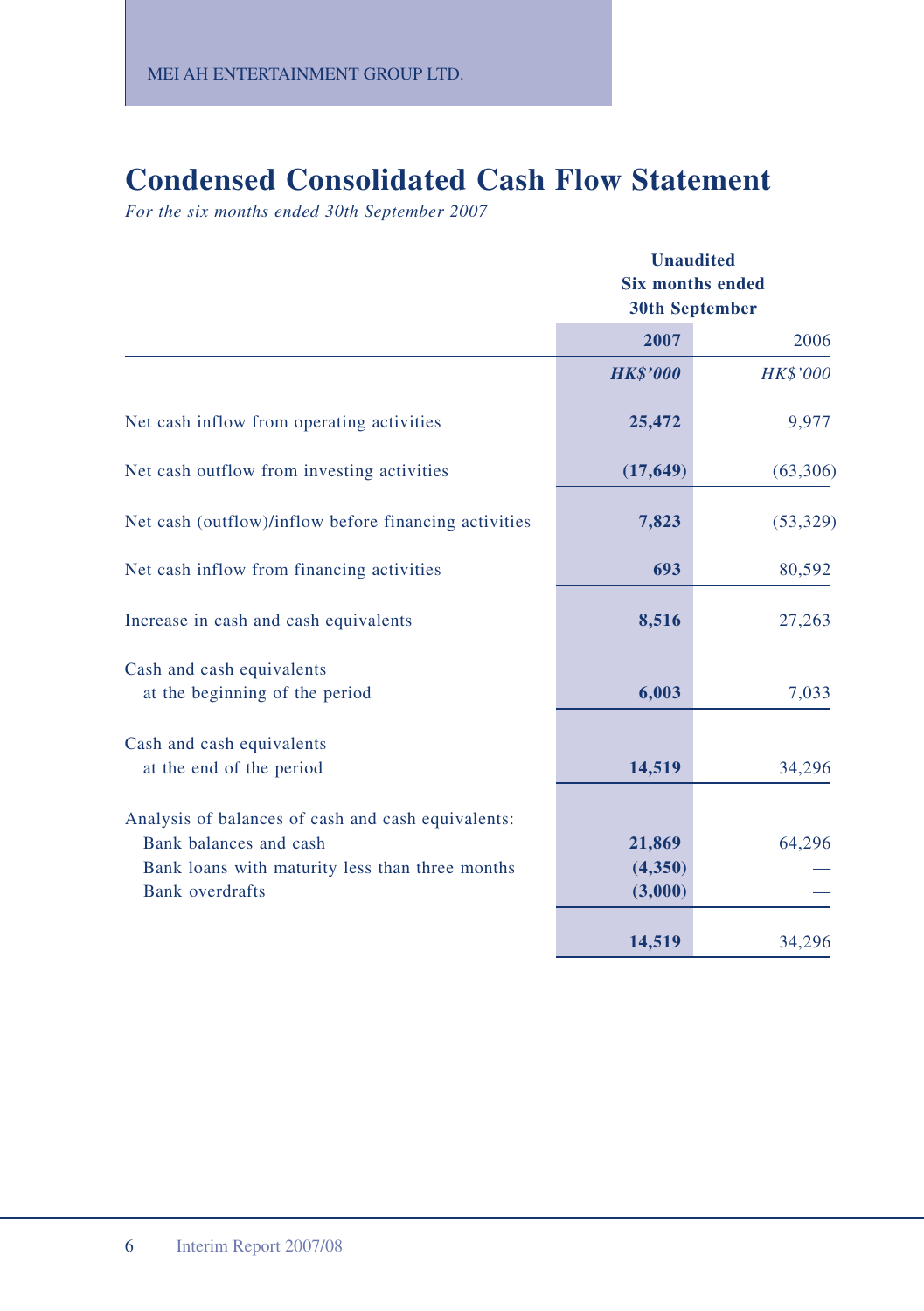# Condensed Consolidated Cash Flow Statement

*For the six months ended 30th September 2007*

| | Unaudited Six months ended 30th September | |
|---|---|---|
| | **2007** | 2006 |
| | ***HK$'000*** | *HK$'000* |
| Net cash inflow from operating activities | **25,472** | 9,977 |
| Net cash outflow from investing activities | **(17,649)** | (63,306) |
| Net cash (outflow)/inflow before financing activities | **7,823** | (53,329) |
| Net cash inflow from financing activities | **693** | 80,592 |
| Increase in cash and cash equivalents | **8,516** | 27,263 |
| Cash and cash equivalents at the beginning of the period | **6,003** | 7,033 |
| Cash and cash equivalents at the end of the period | **14,519** | 34,296 |
| Analysis of balances of cash and cash equivalents: | | |
| Bank balances and cash | **21,869** | 64,296 |
| Bank loans with maturity less than three months | **(4,350)** | — |
| Bank overdrafts | **(3,000)** | — |
| | **14,519** | 34,296 |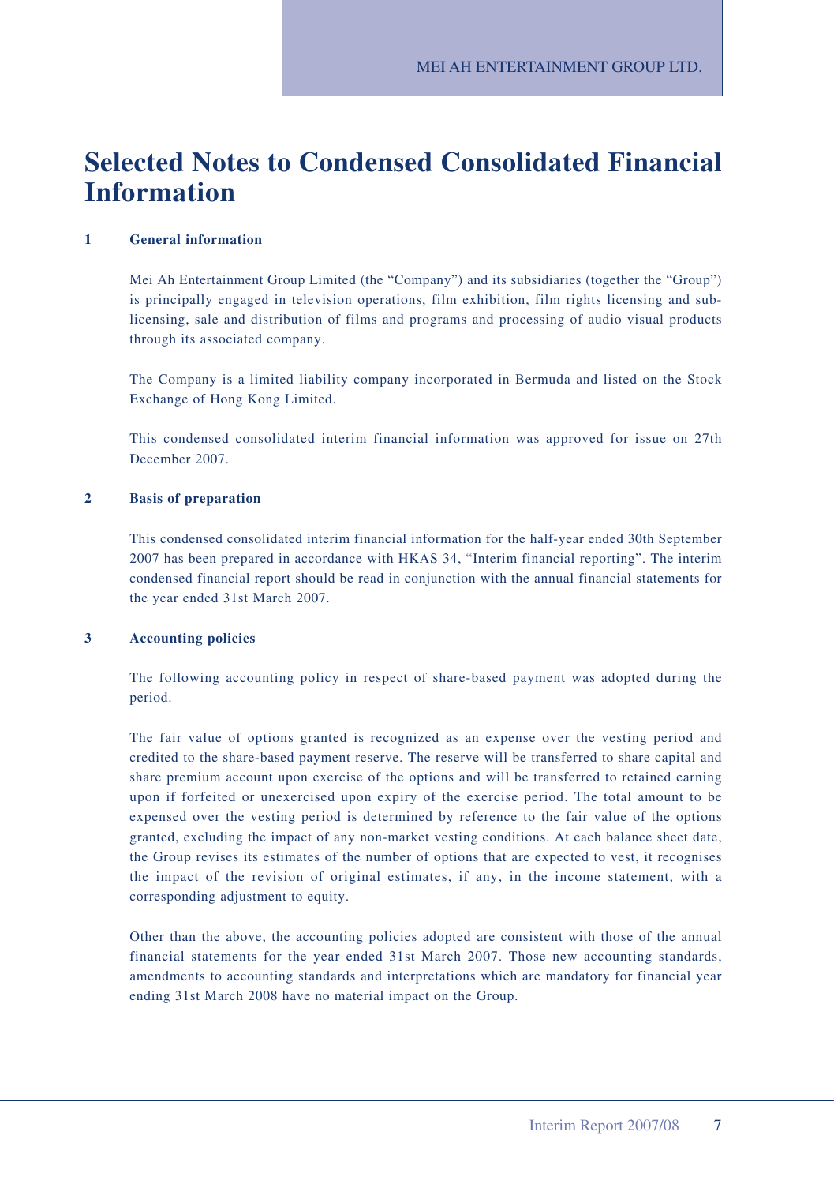# Selected Notes to Condensed Consolidated Financial Information

## 1 General information

Mei Ah Entertainment Group Limited (the "Company") and its subsidiaries (together the "Group") is principally engaged in television operations, film exhibition, film rights licensing and sub-licensing, sale and distribution of films and programs and processing of audio visual products through its associated company.

The Company is a limited liability company incorporated in Bermuda and listed on the Stock Exchange of Hong Kong Limited.

This condensed consolidated interim financial information was approved for issue on 27th December 2007.

## 2 Basis of preparation

This condensed consolidated interim financial information for the half-year ended 30th September 2007 has been prepared in accordance with HKAS 34, "Interim financial reporting". The interim condensed financial report should be read in conjunction with the annual financial statements for the year ended 31st March 2007.

## 3 Accounting policies

The following accounting policy in respect of share-based payment was adopted during the period.

The fair value of options granted is recognized as an expense over the vesting period and credited to the share-based payment reserve. The reserve will be transferred to share capital and share premium account upon exercise of the options and will be transferred to retained earning upon if forfeited or unexercised upon expiry of the exercise period. The total amount to be expensed over the vesting period is determined by reference to the fair value of the options granted, excluding the impact of any non-market vesting conditions. At each balance sheet date, the Group revises its estimates of the number of options that are expected to vest, it recognises the impact of the revision of original estimates, if any, in the income statement, with a corresponding adjustment to equity.

Other than the above, the accounting policies adopted are consistent with those of the annual financial statements for the year ended 31st March 2007. Those new accounting standards, amendments to accounting standards and interpretations which are mandatory for financial year ending 31st March 2008 have no material impact on the Group.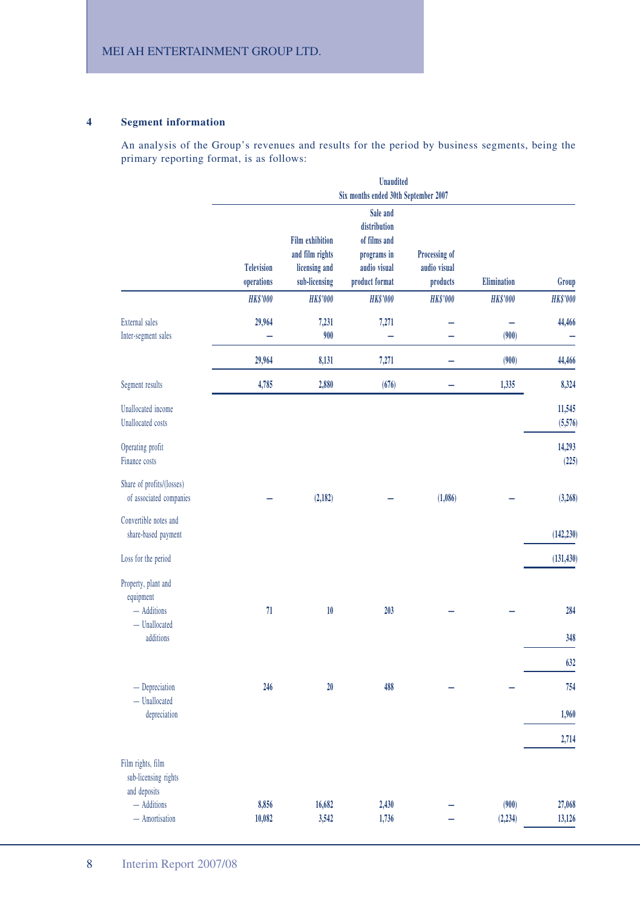## 4 Segment information

An analysis of the Group's revenues and results for the period by business segments, being the primary reporting format, is as follows:

| | Unaudited Six months ended 30th September 2007 | | | | | |
|---|---|---|---|---|---|---|
| | Television operations | Film exhibition and film rights licensing and sub-licensing | Sale and distribution of films and programs in audio visual product format | Processing of audio visual products | Elimination | Group |
| | *HK$'000* | *HK$'000* | *HK$'000* | *HK$'000* | *HK$'000* | *HK$'000* |
| External sales | 29,964 | 7,231 | 7,271 | – | – | 44,466 |
| Inter-segment sales | – | 900 | – | – | (900) | – |
| | 29,964 | 8,131 | 7,271 | – | (900) | 44,466 |
| Segment results | 4,785 | 2,880 | (676) | – | 1,335 | 8,324 |
| Unallocated income | | | | | | 11,545 |
| Unallocated costs | | | | | | (5,576) |
| Operating profit | | | | | | 14,293 |
| Finance costs | | | | | | (225) |
| Share of profits/(losses) of associated companies | – | (2,182) | – | (1,086) | – | (3,268) |
| Convertible notes and share-based payment | | | | | | (142,230) |
| Loss for the period | | | | | | (131,430) |
| Property, plant and equipment | | | | | | |
| — Additions | 71 | 10 | 203 | – | – | 284 |
| — Unallocated additions | | | | | | 348 |
| | | | | | | 632 |
| — Depreciation | 246 | 20 | 488 | – | – | 754 |
| — Unallocated depreciation | | | | | | 1,960 |
| | | | | | | 2,714 |
| Film rights, film sub-licensing rights and deposits | | | | | | |
| — Additions | 8,856 | 16,682 | 2,430 | – | (900) | 27,068 |
| — Amortisation | 10,082 | 3,542 | 1,736 | – | (2,234) | 13,126 |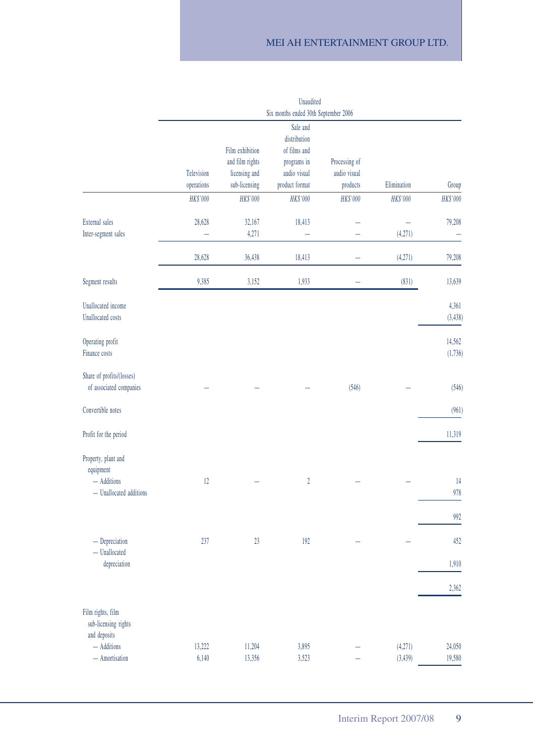| | Unaudited | | | | | |
|---|---|---|---|---|---|---|
| | Six months ended 30th September 2006 | | | | | |
| | Television operations | Film exhibition and film rights licensing and sub-licensing | Sale and distribution of films and programs in audio visual product format | Processing of audio visual products | Elimination | Group |
| | *HK$'000* | *HK$'000* | *HK$'000* | *HK$'000* | *HK$'000* | *HK$'000* |
| External sales | 28,628 | 32,167 | 18,413 | – | – | 79,208 |
| Inter-segment sales | – | 4,271 | – | – | (4,271) | – |
| | 28,628 | 36,438 | 18,413 | – | (4,271) | 79,208 |
| Segment results | 9,385 | 3,152 | 1,933 | – | (831) | 13,639 |
| Unallocated income | | | | | | 4,361 |
| Unallocated costs | | | | | | (3,438) |
| Operating profit | | | | | | 14,562 |
| Finance costs | | | | | | (1,736) |
| Share of profits/(losses) of associated companies | – | – | – | (546) | – | (546) |
| Convertible notes | | | | | | (961) |
| Profit for the period | | | | | | 11,319 |
| Property, plant and equipment | | | | | | |
| – Additions | 12 | – | 2 | – | – | 14 |
| – Unallocated additions | | | | | | 978 |
| | | | | | | 992 |
| – Depreciation | 237 | 23 | 192 | – | – | 452 |
| – Unallocated depreciation | | | | | | 1,910 |
| | | | | | | 2,362 |
| Film rights, film sub-licensing rights and deposits | | | | | | |
| – Additions | 13,222 | 11,204 | 3,895 | – | (4,271) | 24,050 |
| – Amortisation | 6,140 | 13,356 | 3,523 | – | (3,439) | 19,580 |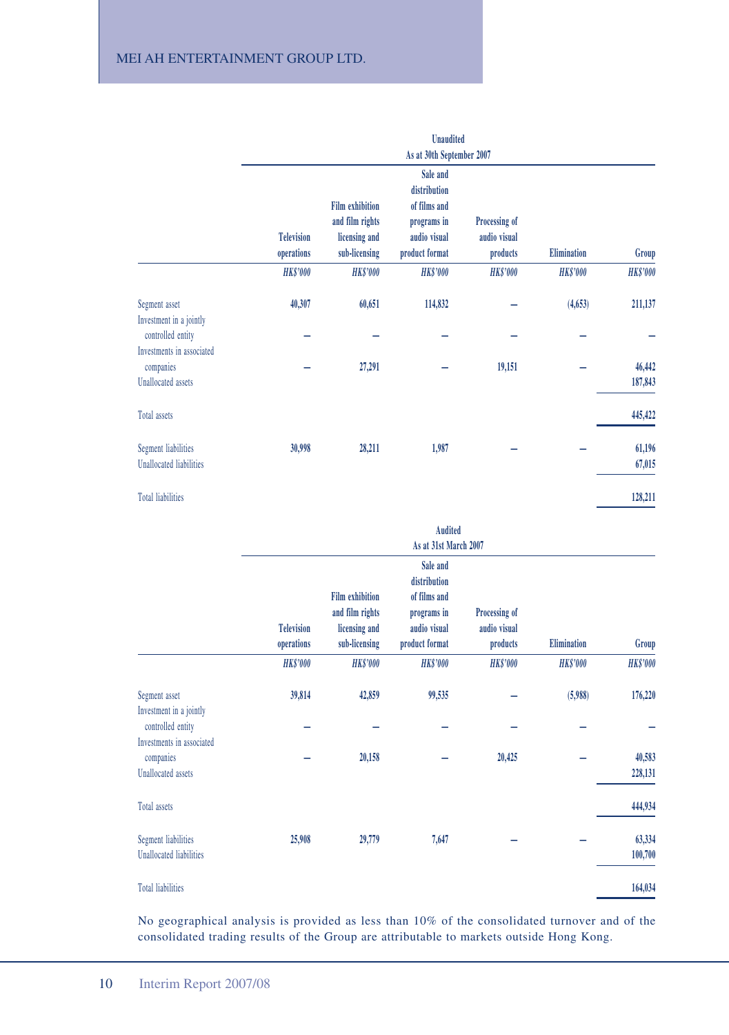| | Unaudited As at 30th September 2007 | | | | | |
|---|---|---|---|---|---|---|
| | Television operations | Film exhibition and film rights licensing and sub-licensing | Sale and distribution of films and programs in audio visual product format | Processing of audio visual products | Elimination | Group |
| | *HK$'000* | *HK$'000* | *HK$'000* | *HK$'000* | *HK$'000* | *HK$'000* |
| Segment asset | 40,307 | 60,651 | 114,832 | – | (4,653) | 211,137 |
| Investment in a jointly controlled entity | – | – | – | – | – | – |
| Investments in associated companies | – | 27,291 | – | 19,151 | – | 46,442 |
| Unallocated assets | | | | | | 187,843 |
| Total assets | | | | | | 445,422 |
| Segment liabilities | 30,998 | 28,211 | 1,987 | – | – | 61,196 |
| Unallocated liabilities | | | | | | 67,015 |
| Total liabilities | | | | | | 128,211 |

| | Audited As at 31st March 2007 | | | | | |
|---|---|---|---|---|---|---|
| | Television operations | Film exhibition and film rights licensing and sub-licensing | Sale and distribution of films and programs in audio visual product format | Processing of audio visual products | Elimination | Group |
| | *HK$'000* | *HK$'000* | *HK$'000* | *HK$'000* | *HK$'000* | *HK$'000* |
| Segment asset | 39,814 | 42,859 | 99,535 | – | (5,988) | 176,220 |
| Investment in a jointly controlled entity | – | – | – | – | – | – |
| Investments in associated companies | – | 20,158 | – | 20,425 | – | 40,583 |
| Unallocated assets | | | | | | 228,131 |
| Total assets | | | | | | 444,934 |
| Segment liabilities | 25,908 | 29,779 | 7,647 | – | – | 63,334 |
| Unallocated liabilities | | | | | | 100,700 |
| Total liabilities | | | | | | 164,034 |

No geographical analysis is provided as less than 10% of the consolidated turnover and of the consolidated trading results of the Group are attributable to markets outside Hong Kong.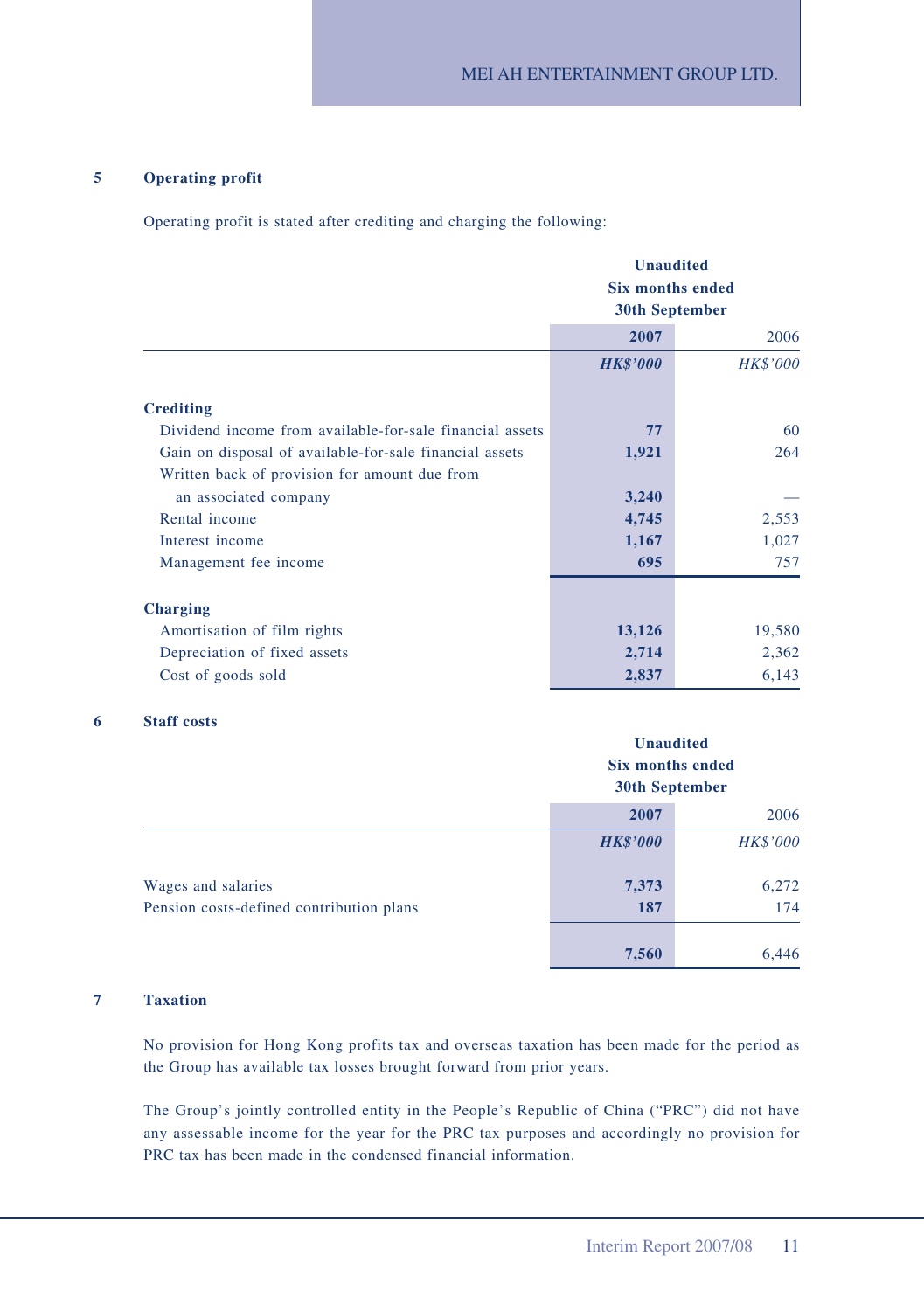## 5 Operating profit

Operating profit is stated after crediting and charging the following:

| | Unaudited Six months ended 30th September | |
|---|---|---|
| | **2007** | 2006 |
| | ***HK$'000*** | *HK$'000* |
| **Crediting** | | |
| Dividend income from available-for-sale financial assets | **77** | 60 |
| Gain on disposal of available-for-sale financial assets | **1,921** | 264 |
| Written back of provision for amount due from an associated company | **3,240** | — |
| Rental income | **4,745** | 2,553 |
| Interest income | **1,167** | 1,027 |
| Management fee income | **695** | 757 |
| **Charging** | | |
| Amortisation of film rights | **13,126** | 19,580 |
| Depreciation of fixed assets | **2,714** | 2,362 |
| Cost of goods sold | **2,837** | 6,143 |

## 6 Staff costs

| | Unaudited Six months ended 30th September | |
|---|---|---|
| | **2007** | 2006 |
| | ***HK$'000*** | *HK$'000* |
| Wages and salaries | **7,373** | 6,272 |
| Pension costs-defined contribution plans | **187** | 174 |
| | **7,560** | 6,446 |

## 7 Taxation

No provision for Hong Kong profits tax and overseas taxation has been made for the period as the Group has available tax losses brought forward from prior years.

The Group's jointly controlled entity in the People's Republic of China ("PRC") did not have any assessable income for the year for the PRC tax purposes and accordingly no provision for PRC tax has been made in the condensed financial information.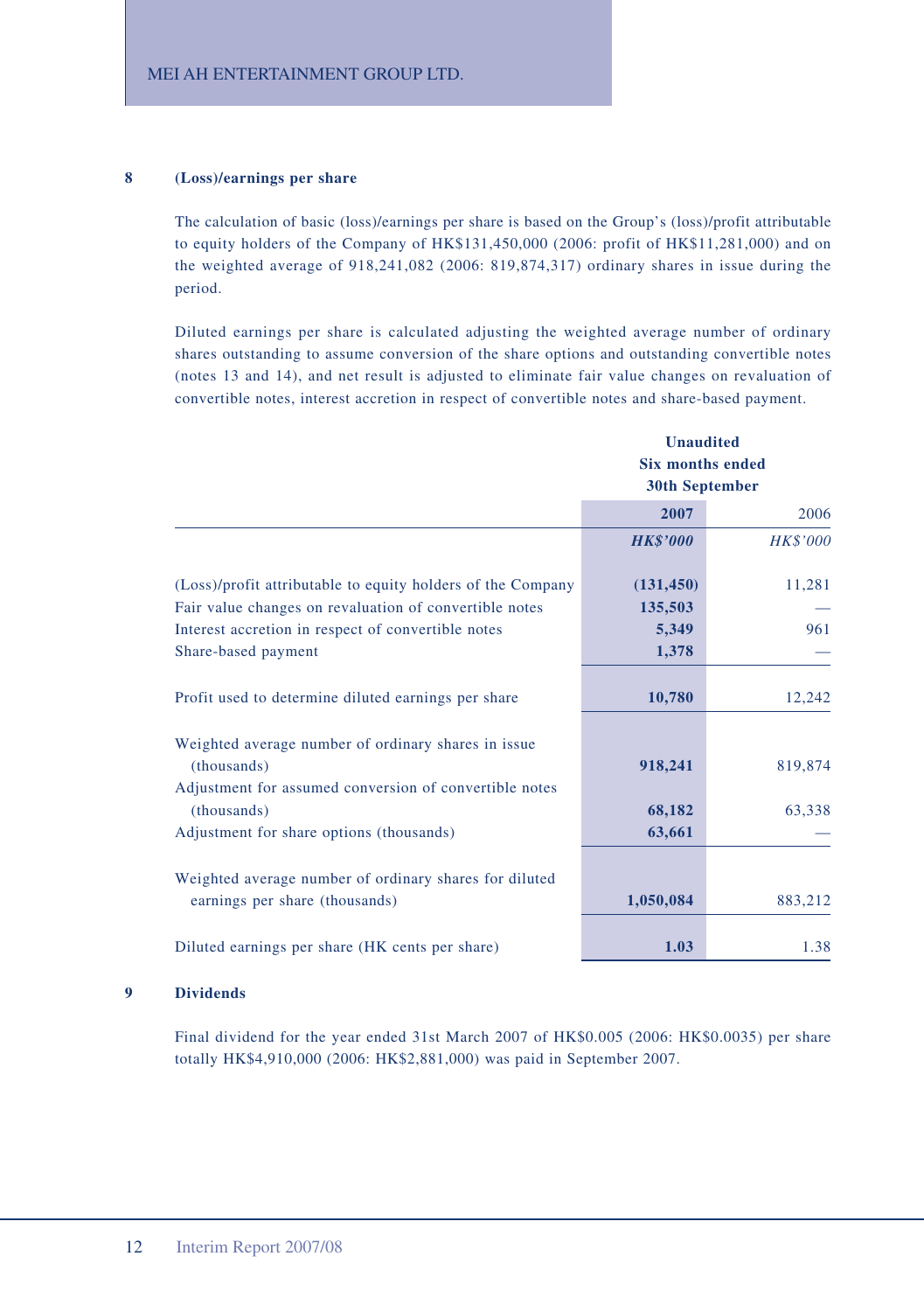## 8 (Loss)/earnings per share

The calculation of basic (loss)/earnings per share is based on the Group's (loss)/profit attributable to equity holders of the Company of HK$131,450,000 (2006: profit of HK$11,281,000) and on the weighted average of 918,241,082 (2006: 819,874,317) ordinary shares in issue during the period.

Diluted earnings per share is calculated adjusting the weighted average number of ordinary shares outstanding to assume conversion of the share options and outstanding convertible notes (notes 13 and 14), and net result is adjusted to eliminate fair value changes on revaluation of convertible notes, interest accretion in respect of convertible notes and share-based payment.

| | Unaudited Six months ended 30th September | |
|---|---|---|
| | **2007** | 2006 |
| | ***HK$'000*** | *HK$'000* |
| (Loss)/profit attributable to equity holders of the Company | **(131,450)** | 11,281 |
| Fair value changes on revaluation of convertible notes | **135,503** | — |
| Interest accretion in respect of convertible notes | **5,349** | 961 |
| Share-based payment | **1,378** | — |
| Profit used to determine diluted earnings per share | **10,780** | 12,242 |
| Weighted average number of ordinary shares in issue (thousands) | **918,241** | 819,874 |
| Adjustment for assumed conversion of convertible notes (thousands) | **68,182** | 63,338 |
| Adjustment for share options (thousands) | **63,661** | — |
| Weighted average number of ordinary shares for diluted earnings per share (thousands) | **1,050,084** | 883,212 |
| Diluted earnings per share (HK cents per share) | **1.03** | 1.38 |

## 9 Dividends

Final dividend for the year ended 31st March 2007 of HK$0.005 (2006: HK$0.0035) per share totally HK$4,910,000 (2006: HK$2,881,000) was paid in September 2007.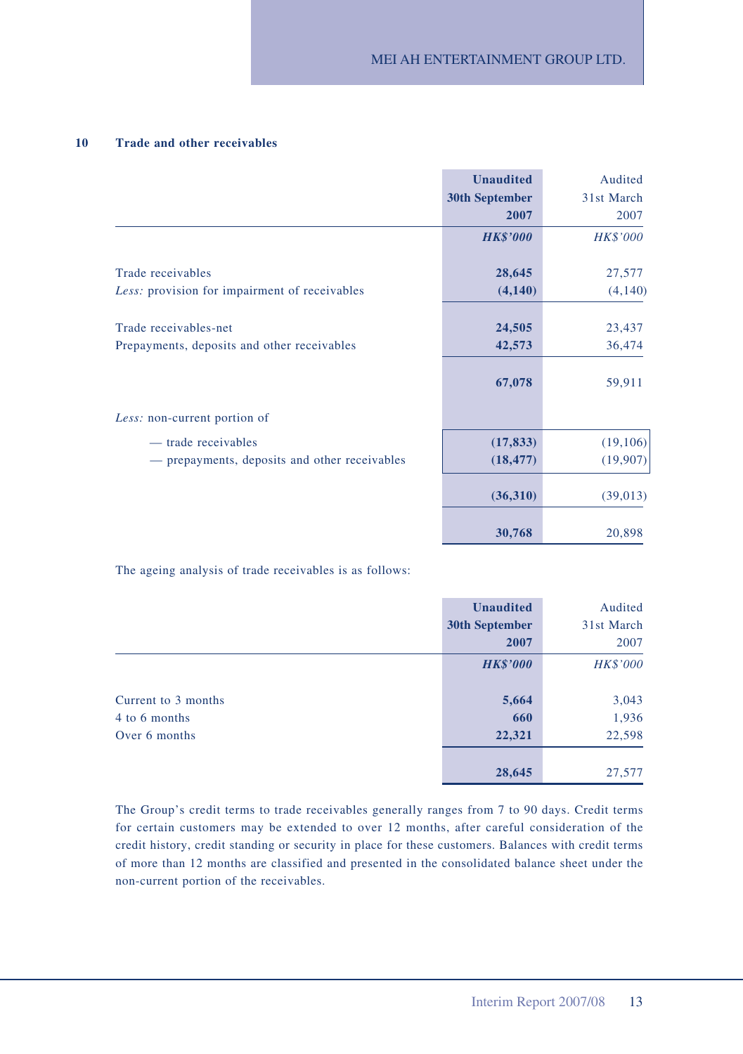## 10 Trade and other receivables

| | **Unaudited 30th September 2007** | Audited 31st March 2007 |
|---|---|---|
| | ***HK$'000*** | *HK$'000* |
| Trade receivables | **28,645** | 27,577 |
| *Less:* provision for impairment of receivables | **(4,140)** | (4,140) |
| Trade receivables-net | **24,505** | 23,437 |
| Prepayments, deposits and other receivables | **42,573** | 36,474 |
| | **67,078** | 59,911 |
| *Less:* non-current portion of | | |
| — trade receivables | **(17,833)** | (19,106) |
| — prepayments, deposits and other receivables | **(18,477)** | (19,907) |
| | **(36,310)** | (39,013) |
| | **30,768** | 20,898 |

The ageing analysis of trade receivables is as follows:

| | **Unaudited 30th September 2007** | Audited 31st March 2007 |
|---|---|---|
| | ***HK$'000*** | *HK$'000* |
| Current to 3 months | **5,664** | 3,043 |
| 4 to 6 months | **660** | 1,936 |
| Over 6 months | **22,321** | 22,598 |
| | **28,645** | 27,577 |

The Group's credit terms to trade receivables generally ranges from 7 to 90 days. Credit terms for certain customers may be extended to over 12 months, after careful consideration of the credit history, credit standing or security in place for these customers. Balances with credit terms of more than 12 months are classified and presented in the consolidated balance sheet under the non-current portion of the receivables.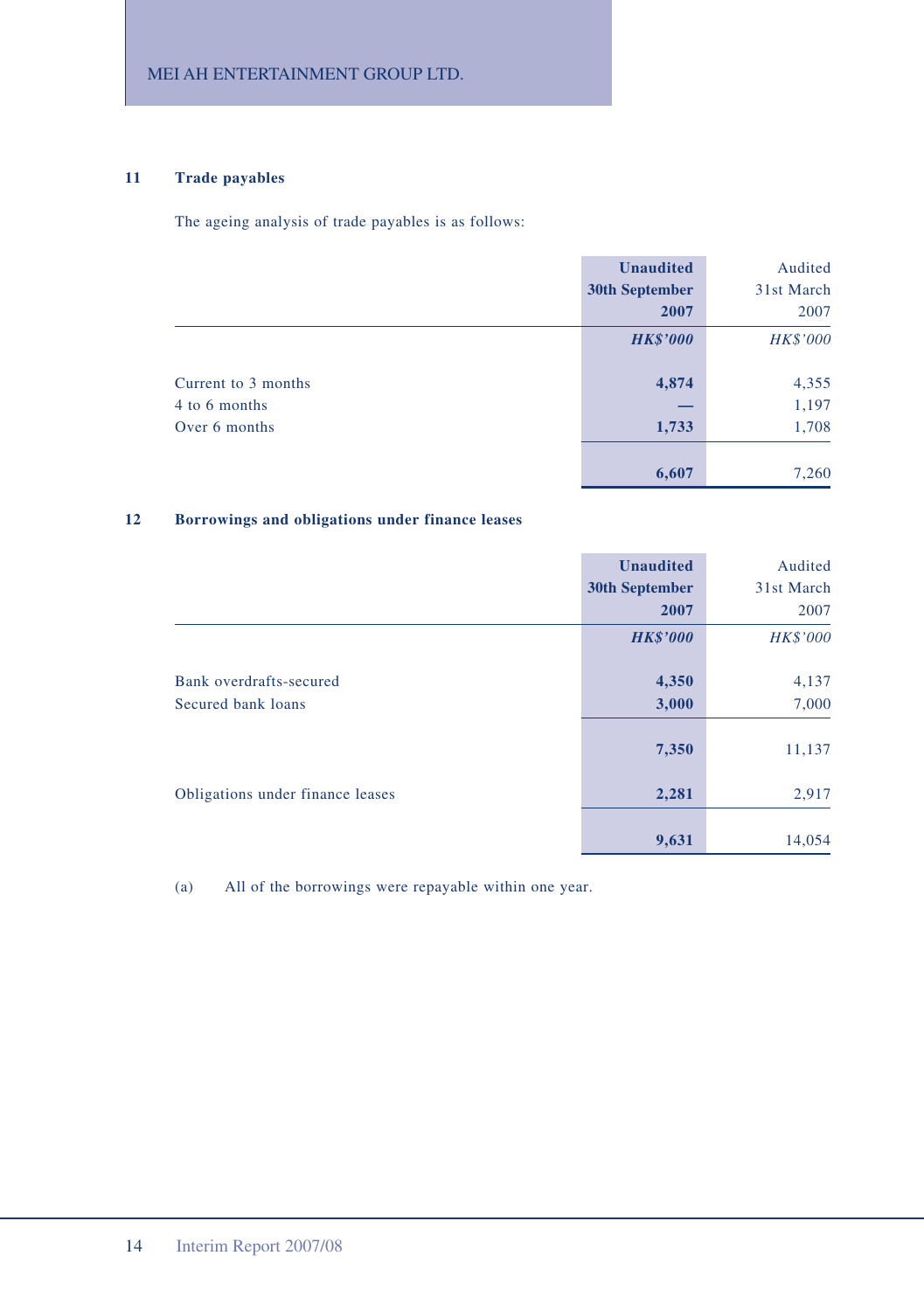## 11 Trade payables

The ageing analysis of trade payables is as follows:

| | **Unaudited 30th September 2007** | Audited 31st March 2007 |
|---|---|---|
| | ***HK$'000*** | *HK$'000* |
| Current to 3 months | **4,874** | 4,355 |
| 4 to 6 months | **—** | 1,197 |
| Over 6 months | **1,733** | 1,708 |
| | **6,607** | 7,260 |

## 12 Borrowings and obligations under finance leases

| | **Unaudited 30th September 2007** | Audited 31st March 2007 |
|---|---|---|
| | ***HK$'000*** | *HK$'000* |
| Bank overdrafts-secured | **4,350** | 4,137 |
| Secured bank loans | **3,000** | 7,000 |
| | **7,350** | 11,137 |
| Obligations under finance leases | **2,281** | 2,917 |
| | **9,631** | 14,054 |

(a) All of the borrowings were repayable within one year.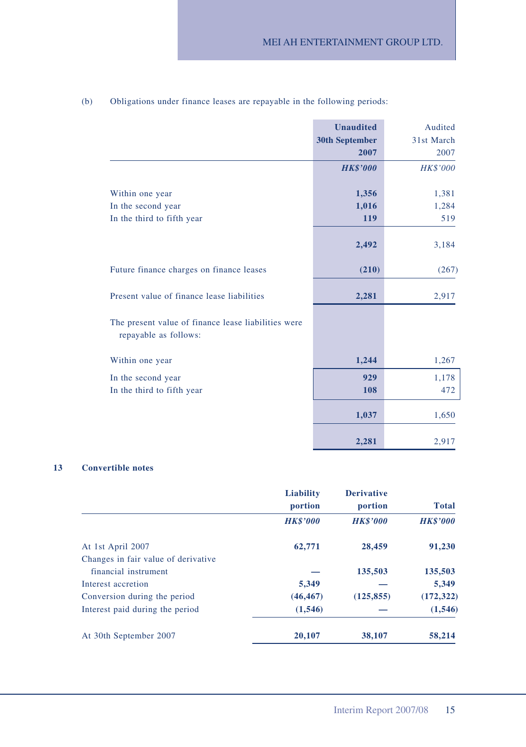(b) Obligations under finance leases are repayable in the following periods:

| | Unaudited 30th September 2007 | Audited 31st March 2007 |
|---|---|---|
| | *HK$'000* | *HK$'000* |
| Within one year | **1,356** | 1,381 |
| In the second year | **1,016** | 1,284 |
| In the third to fifth year | **119** | 519 |
| | **2,492** | 3,184 |
| Future finance charges on finance leases | **(210)** | (267) |
| Present value of finance lease liabilities | **2,281** | 2,917 |
| The present value of finance lease liabilities were repayable as follows: | | |
| Within one year | **1,244** | 1,267 |
| In the second year | **929** | 1,178 |
| In the third to fifth year | **108** | 472 |
| | **1,037** | 1,650 |
| | **2,281** | 2,917 |

## 13 Convertible notes

| | Liability portion | Derivative portion | Total |
|---|---|---|---|
| | *HK$'000* | *HK$'000* | *HK$'000* |
| At 1st April 2007 | **62,771** | **28,459** | **91,230** |
| Changes in fair value of derivative financial instrument | **—** | **135,503** | **135,503** |
| Interest accretion | **5,349** | **—** | **5,349** |
| Conversion during the period | **(46,467)** | **(125,855)** | **(172,322)** |
| Interest paid during the period | **(1,546)** | **—** | **(1,546)** |
| At 30th September 2007 | **20,107** | **38,107** | **58,214** |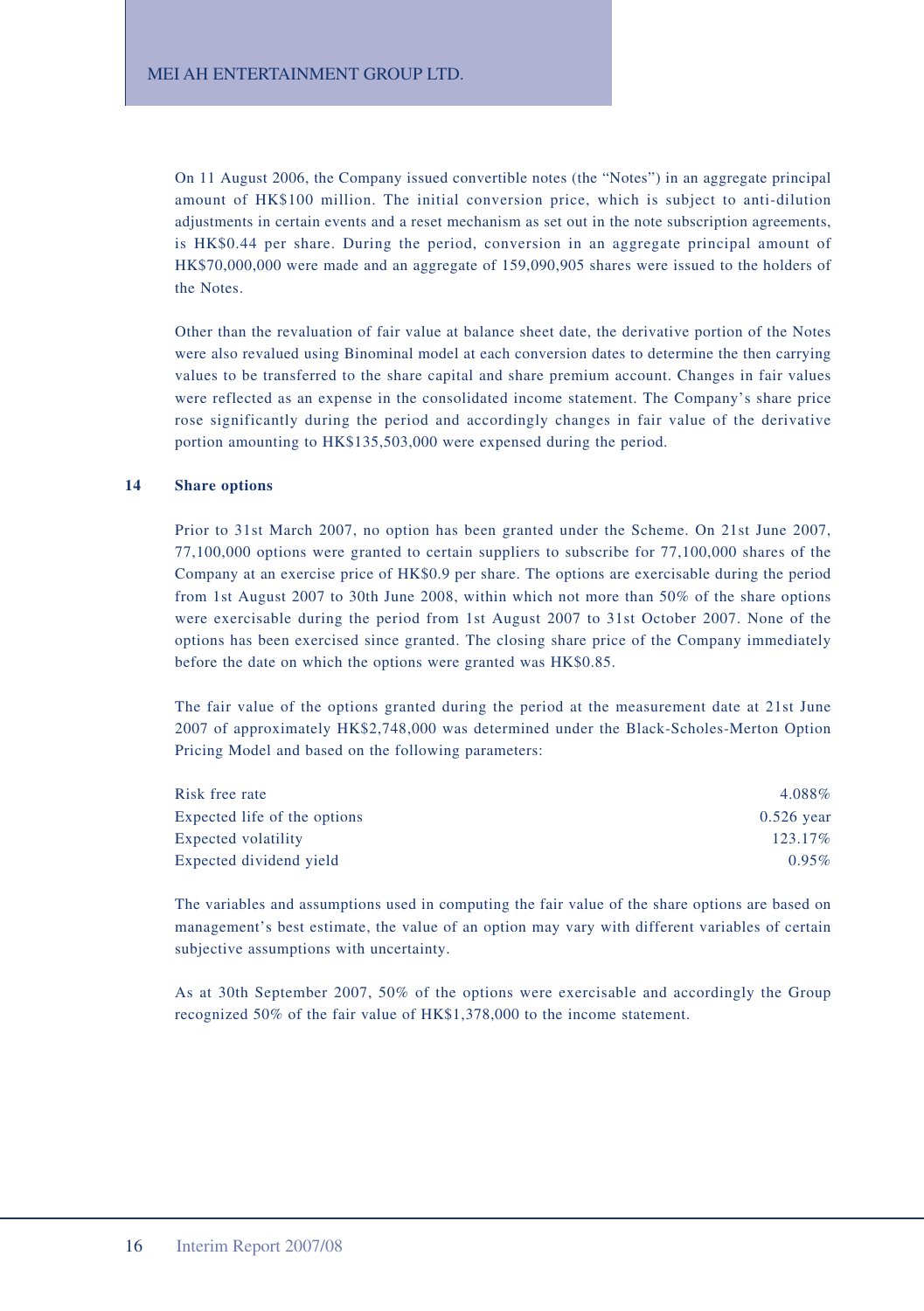On 11 August 2006, the Company issued convertible notes (the "Notes") in an aggregate principal amount of HK$100 million. The initial conversion price, which is subject to anti-dilution adjustments in certain events and a reset mechanism as set out in the note subscription agreements, is HK$0.44 per share. During the period, conversion in an aggregate principal amount of HK$70,000,000 were made and an aggregate of 159,090,905 shares were issued to the holders of the Notes.

Other than the revaluation of fair value at balance sheet date, the derivative portion of the Notes were also revalued using Binominal model at each conversion dates to determine the then carrying values to be transferred to the share capital and share premium account. Changes in fair values were reflected as an expense in the consolidated income statement. The Company's share price rose significantly during the period and accordingly changes in fair value of the derivative portion amounting to HK$135,503,000 were expensed during the period.

## 14 Share options

Prior to 31st March 2007, no option has been granted under the Scheme. On 21st June 2007, 77,100,000 options were granted to certain suppliers to subscribe for 77,100,000 shares of the Company at an exercise price of HK$0.9 per share. The options are exercisable during the period from 1st August 2007 to 30th June 2008, within which not more than 50% of the share options were exercisable during the period from 1st August 2007 to 31st October 2007. None of the options has been exercised since granted. The closing share price of the Company immediately before the date on which the options were granted was HK$0.85.

The fair value of the options granted during the period at the measurement date at 21st June 2007 of approximately HK$2,748,000 was determined under the Black-Scholes-Merton Option Pricing Model and based on the following parameters:

| | |
|---|---|
| Risk free rate | 4.088% |
| Expected life of the options | 0.526 year |
| Expected volatility | 123.17% |
| Expected dividend yield | 0.95% |

The variables and assumptions used in computing the fair value of the share options are based on management's best estimate, the value of an option may vary with different variables of certain subjective assumptions with uncertainty.

As at 30th September 2007, 50% of the options were exercisable and accordingly the Group recognized 50% of the fair value of HK$1,378,000 to the income statement.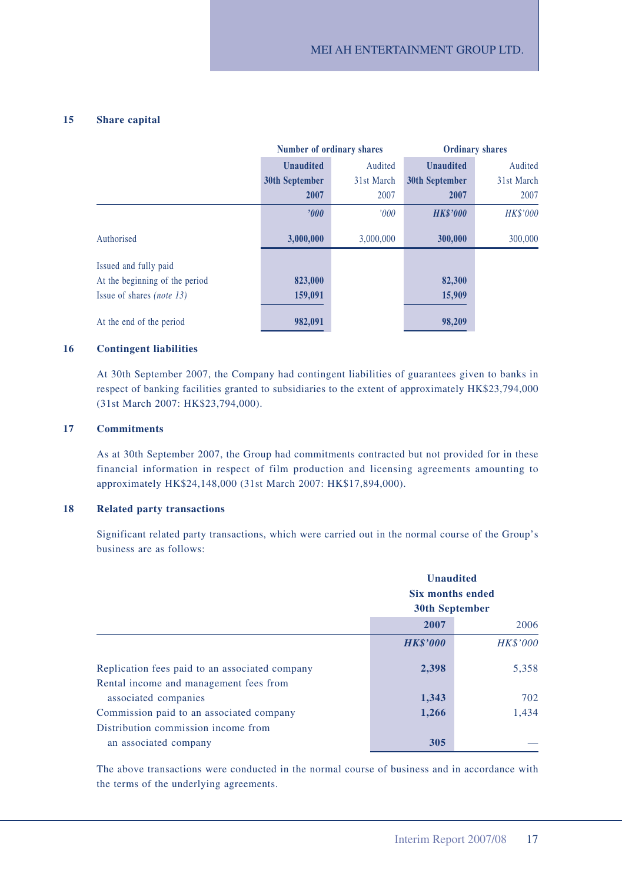## 15 Share capital

| | Number of ordinary shares | | Ordinary shares | |
|---|---|---|---|---|
| | **Unaudited 30th September 2007** | Audited 31st March 2007 | **Unaudited 30th September 2007** | Audited 31st March 2007 |
| | ***'000*** | *'000* | ***HK$'000*** | *HK$'000* |
| Authorised | **3,000,000** | 3,000,000 | **300,000** | 300,000 |
| Issued and fully paid | | | | |
| At the beginning of the period | **823,000** | | **82,300** | |
| Issue of shares *(note 13)* | **159,091** | | **15,909** | |
| At the end of the period | **982,091** | | **98,209** | |

## 16 Contingent liabilities

At 30th September 2007, the Company had contingent liabilities of guarantees given to banks in respect of banking facilities granted to subsidiaries to the extent of approximately HK$23,794,000 (31st March 2007: HK$23,794,000).

## 17 Commitments

As at 30th September 2007, the Group had commitments contracted but not provided for in these financial information in respect of film production and licensing agreements amounting to approximately HK$24,148,000 (31st March 2007: HK$17,894,000).

## 18 Related party transactions

Significant related party transactions, which were carried out in the normal course of the Group's business are as follows:

| | **Unaudited Six months ended 30th September** | |
|---|---|---|
| | **2007** | 2006 |
| | ***HK$'000*** | *HK$'000* |
| Replication fees paid to an associated company | **2,398** | 5,358 |
| Rental income and management fees from associated companies | **1,343** | 702 |
| Commission paid to an associated company | **1,266** | 1,434 |
| Distribution commission income from an associated company | **305** | — |

The above transactions were conducted in the normal course of business and in accordance with the terms of the underlying agreements.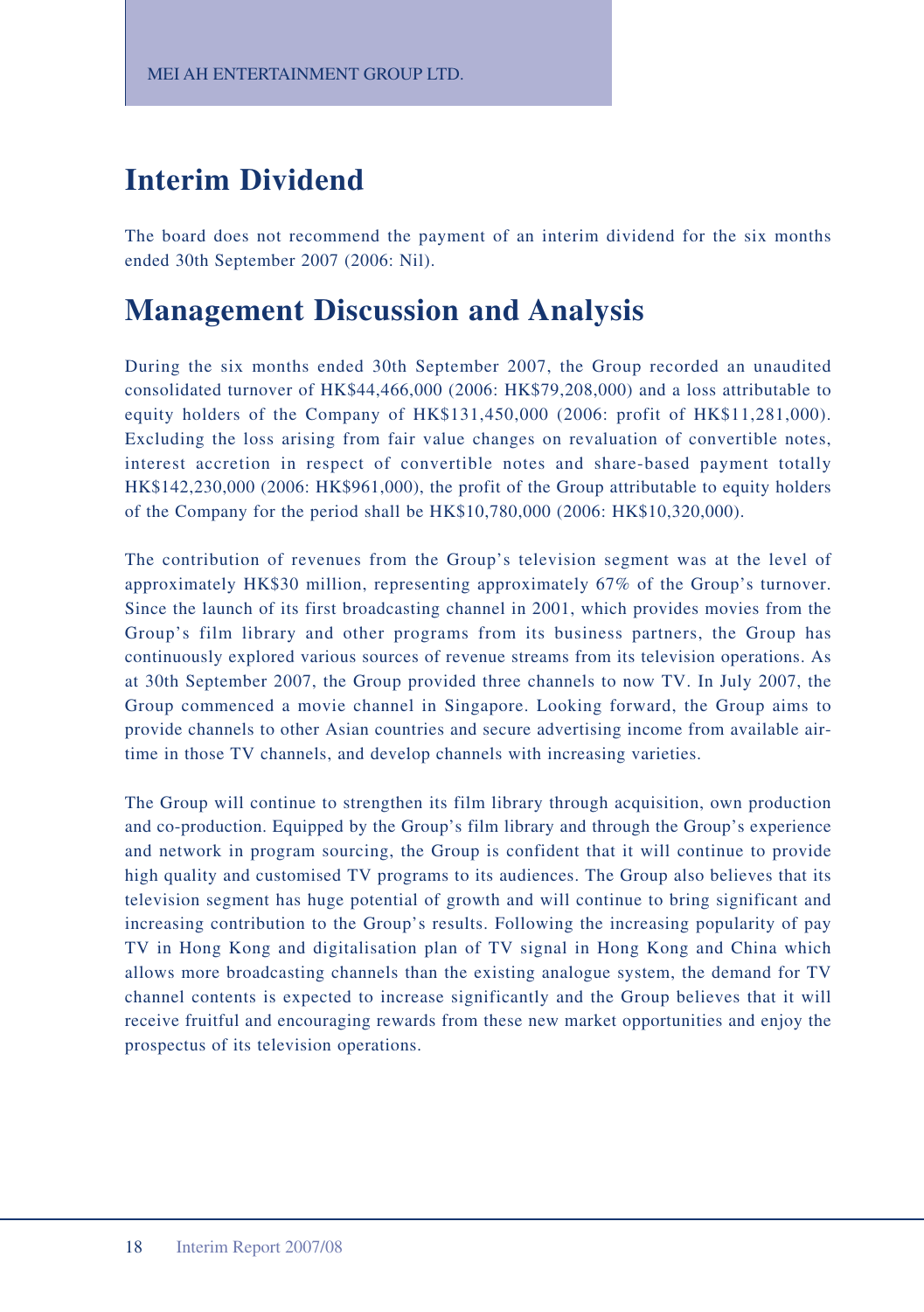# Interim Dividend

The board does not recommend the payment of an interim dividend for the six months ended 30th September 2007 (2006: Nil).

# Management Discussion and Analysis

During the six months ended 30th September 2007, the Group recorded an unaudited consolidated turnover of HK$44,466,000 (2006: HK$79,208,000) and a loss attributable to equity holders of the Company of HK$131,450,000 (2006: profit of HK$11,281,000). Excluding the loss arising from fair value changes on revaluation of convertible notes, interest accretion in respect of convertible notes and share-based payment totally HK$142,230,000 (2006: HK$961,000), the profit of the Group attributable to equity holders of the Company for the period shall be HK$10,780,000 (2006: HK$10,320,000).

The contribution of revenues from the Group's television segment was at the level of approximately HK$30 million, representing approximately 67% of the Group's turnover. Since the launch of its first broadcasting channel in 2001, which provides movies from the Group's film library and other programs from its business partners, the Group has continuously explored various sources of revenue streams from its television operations. As at 30th September 2007, the Group provided three channels to now TV. In July 2007, the Group commenced a movie channel in Singapore. Looking forward, the Group aims to provide channels to other Asian countries and secure advertising income from available air-time in those TV channels, and develop channels with increasing varieties.

The Group will continue to strengthen its film library through acquisition, own production and co-production. Equipped by the Group's film library and through the Group's experience and network in program sourcing, the Group is confident that it will continue to provide high quality and customised TV programs to its audiences. The Group also believes that its television segment has huge potential of growth and will continue to bring significant and increasing contribution to the Group's results. Following the increasing popularity of pay TV in Hong Kong and digitalisation plan of TV signal in Hong Kong and China which allows more broadcasting channels than the existing analogue system, the demand for TV channel contents is expected to increase significantly and the Group believes that it will receive fruitful and encouraging rewards from these new market opportunities and enjoy the prospectus of its television operations.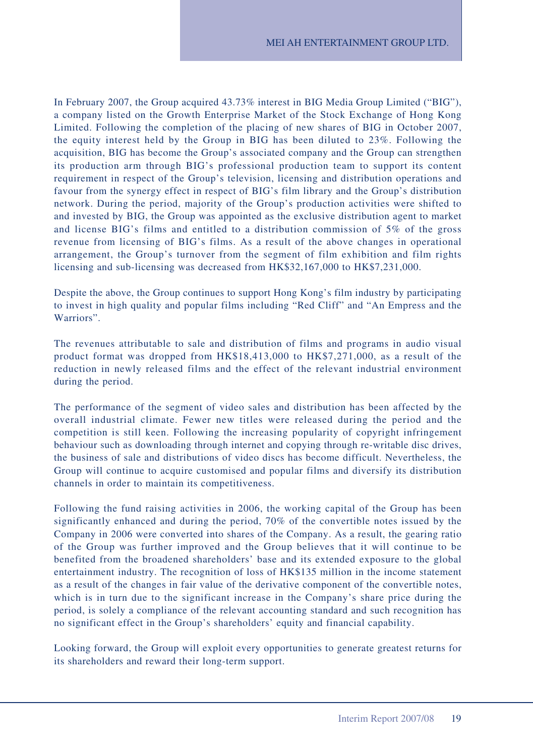In February 2007, the Group acquired 43.73% interest in BIG Media Group Limited ("BIG"), a company listed on the Growth Enterprise Market of the Stock Exchange of Hong Kong Limited. Following the completion of the placing of new shares of BIG in October 2007, the equity interest held by the Group in BIG has been diluted to 23%. Following the acquisition, BIG has become the Group's associated company and the Group can strengthen its production arm through BIG's professional production team to support its content requirement in respect of the Group's television, licensing and distribution operations and favour from the synergy effect in respect of BIG's film library and the Group's distribution network. During the period, majority of the Group's production activities were shifted to and invested by BIG, the Group was appointed as the exclusive distribution agent to market and license BIG's films and entitled to a distribution commission of 5% of the gross revenue from licensing of BIG's films. As a result of the above changes in operational arrangement, the Group's turnover from the segment of film exhibition and film rights licensing and sub-licensing was decreased from HK$32,167,000 to HK$7,231,000.

Despite the above, the Group continues to support Hong Kong's film industry by participating to invest in high quality and popular films including "Red Cliff" and "An Empress and the Warriors".

The revenues attributable to sale and distribution of films and programs in audio visual product format was dropped from HK$18,413,000 to HK$7,271,000, as a result of the reduction in newly released films and the effect of the relevant industrial environment during the period.

The performance of the segment of video sales and distribution has been affected by the overall industrial climate. Fewer new titles were released during the period and the competition is still keen. Following the increasing popularity of copyright infringement behaviour such as downloading through internet and copying through re-writable disc drives, the business of sale and distributions of video discs has become difficult. Nevertheless, the Group will continue to acquire customised and popular films and diversify its distribution channels in order to maintain its competitiveness.

Following the fund raising activities in 2006, the working capital of the Group has been significantly enhanced and during the period, 70% of the convertible notes issued by the Company in 2006 were converted into shares of the Company. As a result, the gearing ratio of the Group was further improved and the Group believes that it will continue to be benefited from the broadened shareholders' base and its extended exposure to the global entertainment industry. The recognition of loss of HK$135 million in the income statement as a result of the changes in fair value of the derivative component of the convertible notes, which is in turn due to the significant increase in the Company's share price during the period, is solely a compliance of the relevant accounting standard and such recognition has no significant effect in the Group's shareholders' equity and financial capability.

Looking forward, the Group will exploit every opportunities to generate greatest returns for its shareholders and reward their long-term support.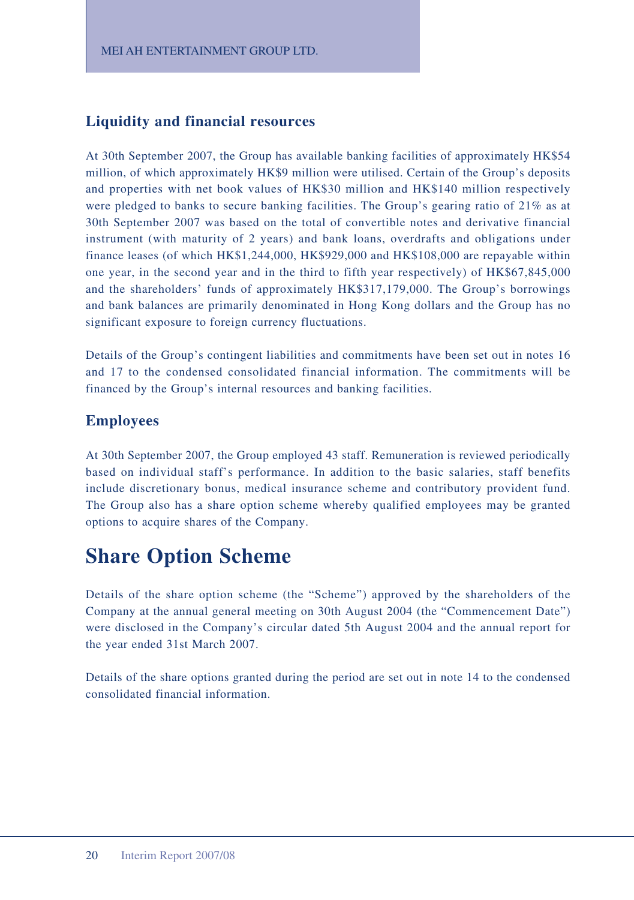## Liquidity and financial resources

At 30th September 2007, the Group has available banking facilities of approximately HK$54 million, of which approximately HK$9 million were utilised. Certain of the Group's deposits and properties with net book values of HK$30 million and HK$140 million respectively were pledged to banks to secure banking facilities. The Group's gearing ratio of 21% as at 30th September 2007 was based on the total of convertible notes and derivative financial instrument (with maturity of 2 years) and bank loans, overdrafts and obligations under finance leases (of which HK$1,244,000, HK$929,000 and HK$108,000 are repayable within one year, in the second year and in the third to fifth year respectively) of HK$67,845,000 and the shareholders' funds of approximately HK$317,179,000. The Group's borrowings and bank balances are primarily denominated in Hong Kong dollars and the Group has no significant exposure to foreign currency fluctuations.

Details of the Group's contingent liabilities and commitments have been set out in notes 16 and 17 to the condensed consolidated financial information. The commitments will be financed by the Group's internal resources and banking facilities.

## Employees

At 30th September 2007, the Group employed 43 staff. Remuneration is reviewed periodically based on individual staff's performance. In addition to the basic salaries, staff benefits include discretionary bonus, medical insurance scheme and contributory provident fund. The Group also has a share option scheme whereby qualified employees may be granted options to acquire shares of the Company.

# Share Option Scheme

Details of the share option scheme (the "Scheme") approved by the shareholders of the Company at the annual general meeting on 30th August 2004 (the "Commencement Date") were disclosed in the Company's circular dated 5th August 2004 and the annual report for the year ended 31st March 2007.

Details of the share options granted during the period are set out in note 14 to the condensed consolidated financial information.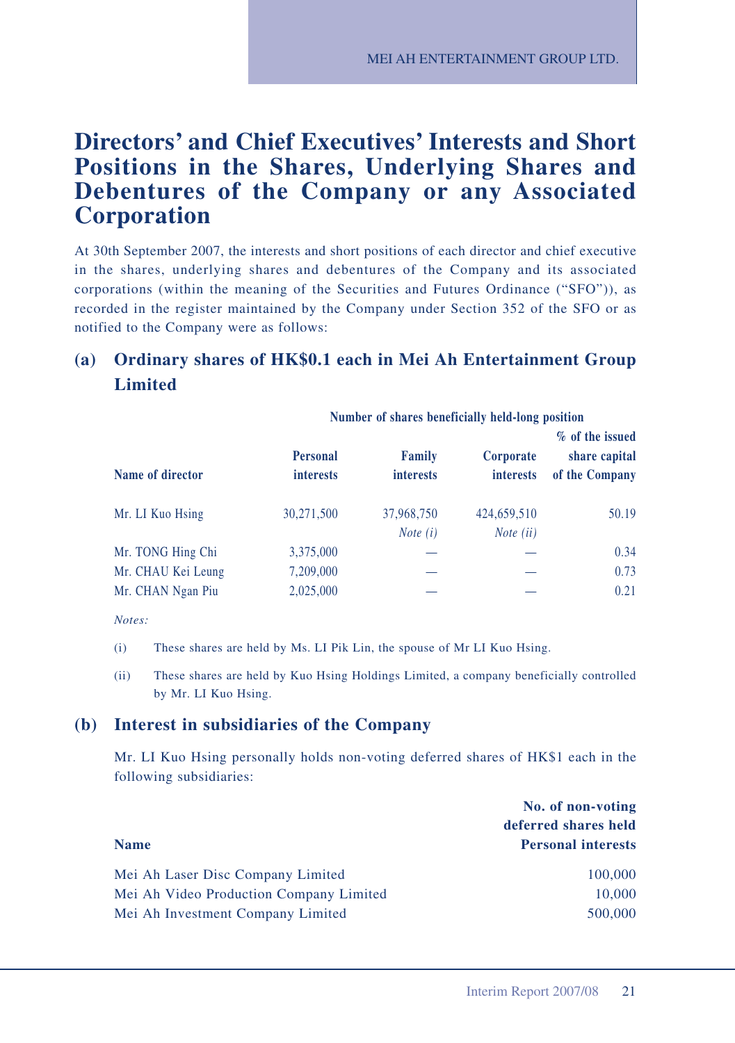# Directors' and Chief Executives' Interests and Short Positions in the Shares, Underlying Shares and Debentures of the Company or any Associated Corporation

At 30th September 2007, the interests and short positions of each director and chief executive in the shares, underlying shares and debentures of the Company and its associated corporations (within the meaning of the Securities and Futures Ordinance ("SFO")), as recorded in the register maintained by the Company under Section 352 of the SFO or as notified to the Company were as follows:

## (a) Ordinary shares of HK$0.1 each in Mei Ah Entertainment Group Limited

| | Number of shares beneficially held-long position | | | |
|---|---|---|---|---|
| **Name of director** | **Personal interests** | **Family interests** | **Corporate interests** | **% of the issued share capital of the Company** |
| Mr. LI Kuo Hsing | 30,271,500 | 37,968,750 *Note (i)* | 424,659,510 *Note (ii)* | 50.19 |
| Mr. TONG Hing Chi | 3,375,000 | — | — | 0.34 |
| Mr. CHAU Kei Leung | 7,209,000 | — | — | 0.73 |
| Mr. CHAN Ngan Piu | 2,025,000 | — | — | 0.21 |

*Notes:*

(i) These shares are held by Ms. LI Pik Lin, the spouse of Mr LI Kuo Hsing.

(ii) These shares are held by Kuo Hsing Holdings Limited, a company beneficially controlled by Mr. LI Kuo Hsing.

## (b) Interest in subsidiaries of the Company

Mr. LI Kuo Hsing personally holds non-voting deferred shares of HK$1 each in the following subsidiaries:

| Name | No. of non-voting deferred shares held Personal interests |
|---|---|
| Mei Ah Laser Disc Company Limited | 100,000 |
| Mei Ah Video Production Company Limited | 10,000 |
| Mei Ah Investment Company Limited | 500,000 |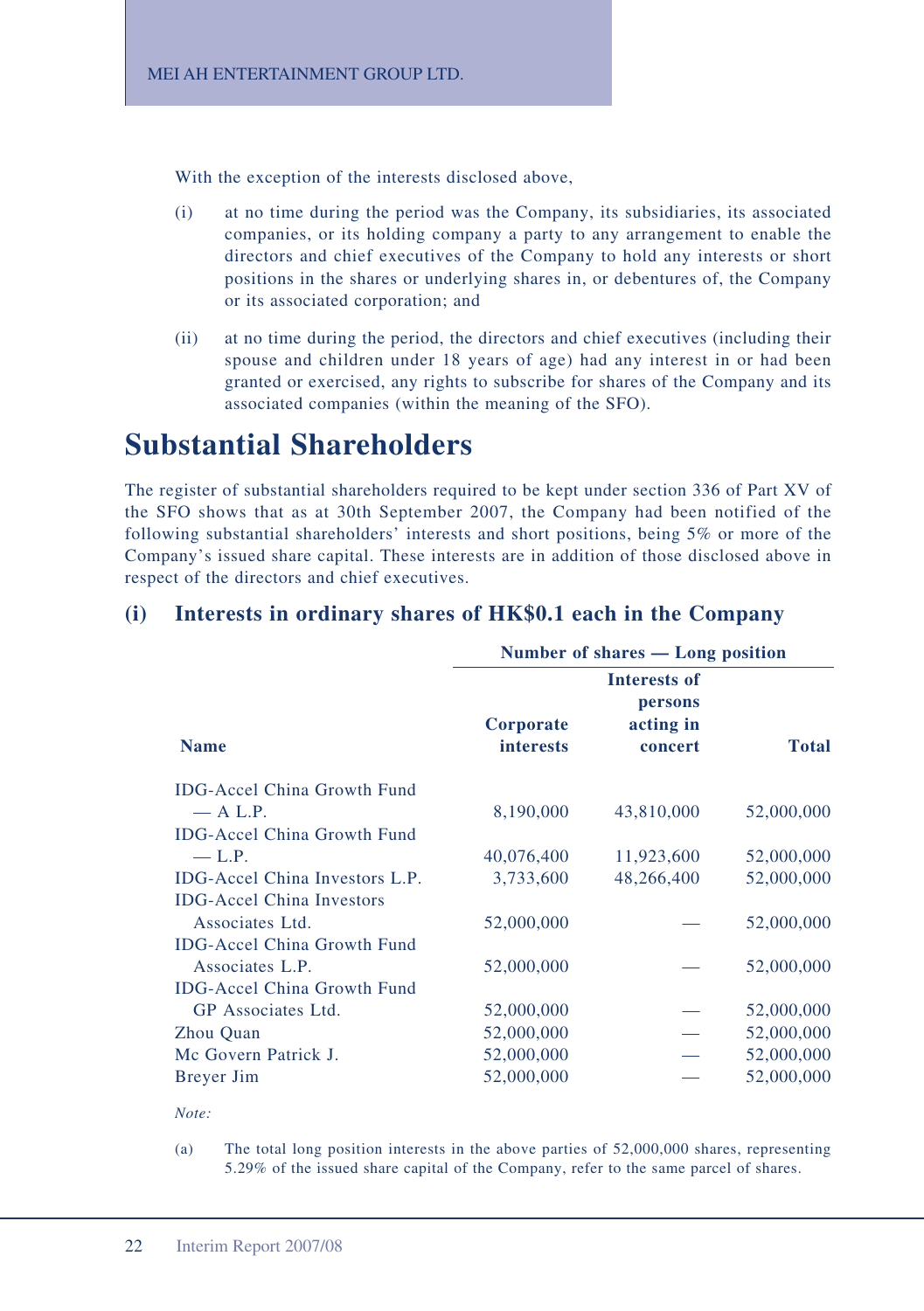With the exception of the interests disclosed above,

(i) at no time during the period was the Company, its subsidiaries, its associated companies, or its holding company a party to any arrangement to enable the directors and chief executives of the Company to hold any interests or short positions in the shares or underlying shares in, or debentures of, the Company or its associated corporation; and

(ii) at no time during the period, the directors and chief executives (including their spouse and children under 18 years of age) had any interest in or had been granted or exercised, any rights to subscribe for shares of the Company and its associated companies (within the meaning of the SFO).

# Substantial Shareholders

The register of substantial shareholders required to be kept under section 336 of Part XV of the SFO shows that as at 30th September 2007, the Company had been notified of the following substantial shareholders' interests and short positions, being 5% or more of the Company's issued share capital. These interests are in addition of those disclosed above in respect of the directors and chief executives.

## (i) Interests in ordinary shares of HK$0.1 each in the Company

| | Number of shares — Long position | | |
|---|---|---|---|
| **Name** | **Corporate interests** | **Interests of persons acting in concert** | **Total** |
| IDG-Accel China Growth Fund — A L.P. | 8,190,000 | 43,810,000 | 52,000,000 |
| IDG-Accel China Growth Fund — L.P. | 40,076,400 | 11,923,600 | 52,000,000 |
| IDG-Accel China Investors L.P. | 3,733,600 | 48,266,400 | 52,000,000 |
| IDG-Accel China Investors Associates Ltd. | 52,000,000 | — | 52,000,000 |
| IDG-Accel China Growth Fund Associates L.P. | 52,000,000 | — | 52,000,000 |
| IDG-Accel China Growth Fund GP Associates Ltd. | 52,000,000 | — | 52,000,000 |
| Zhou Quan | 52,000,000 | — | 52,000,000 |
| Mc Govern Patrick J. | 52,000,000 | — | 52,000,000 |
| Breyer Jim | 52,000,000 | — | 52,000,000 |

*Note:*

(a) The total long position interests in the above parties of 52,000,000 shares, representing 5.29% of the issued share capital of the Company, refer to the same parcel of shares.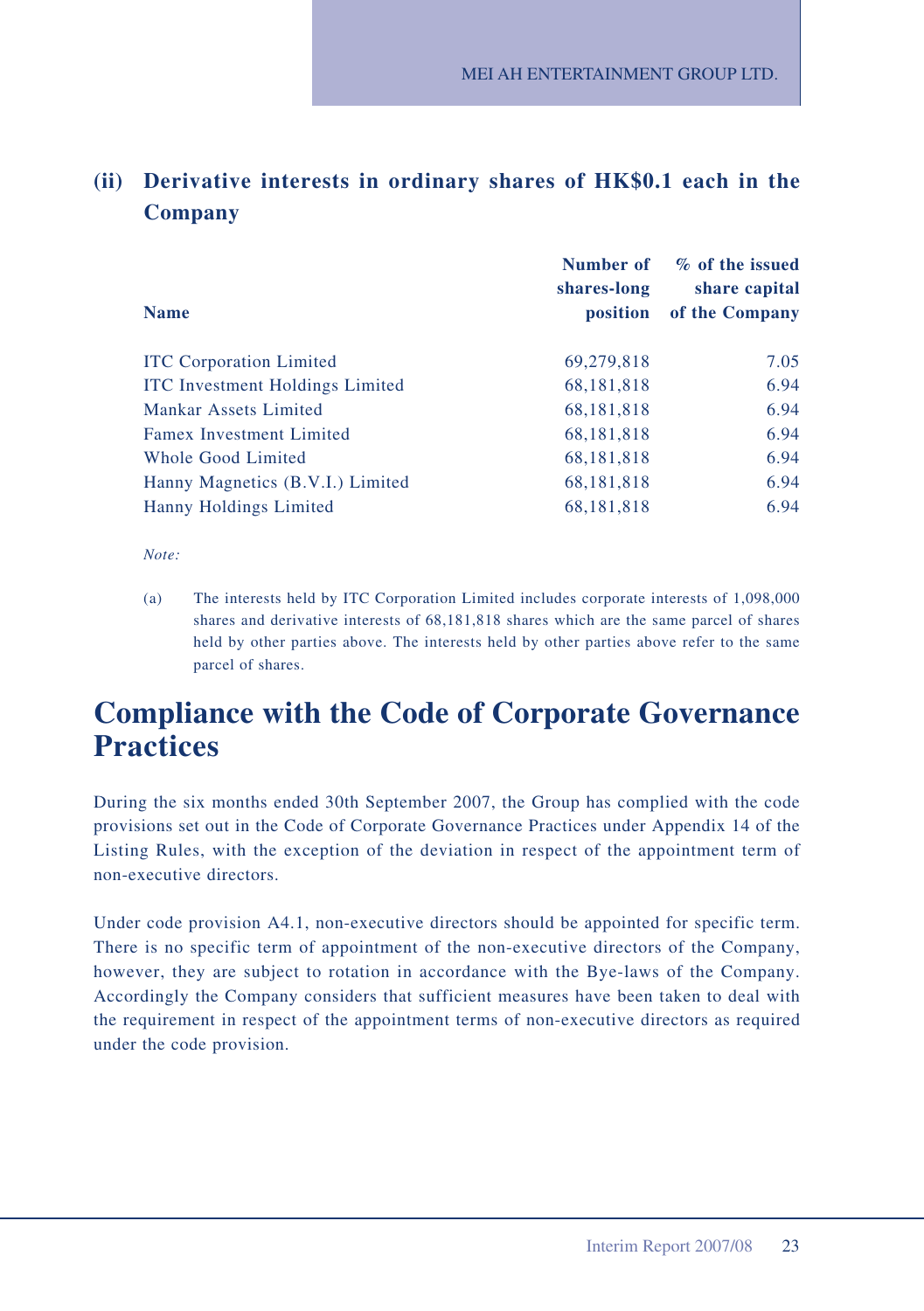### (ii) Derivative interests in ordinary shares of HK$0.1 each in the Company

| Name | Number of shares-long position | % of the issued share capital of the Company |
|---|---|---|
| ITC Corporation Limited | 69,279,818 | 7.05 |
| ITC Investment Holdings Limited | 68,181,818 | 6.94 |
| Mankar Assets Limited | 68,181,818 | 6.94 |
| Famex Investment Limited | 68,181,818 | 6.94 |
| Whole Good Limited | 68,181,818 | 6.94 |
| Hanny Magnetics (B.V.I.) Limited | 68,181,818 | 6.94 |
| Hanny Holdings Limited | 68,181,818 | 6.94 |

*Note:*

(a) The interests held by ITC Corporation Limited includes corporate interests of 1,098,000 shares and derivative interests of 68,181,818 shares which are the same parcel of shares held by other parties above. The interests held by other parties above refer to the same parcel of shares.

# Compliance with the Code of Corporate Governance Practices

During the six months ended 30th September 2007, the Group has complied with the code provisions set out in the Code of Corporate Governance Practices under Appendix 14 of the Listing Rules, with the exception of the deviation in respect of the appointment term of non-executive directors.

Under code provision A4.1, non-executive directors should be appointed for specific term. There is no specific term of appointment of the non-executive directors of the Company, however, they are subject to rotation in accordance with the Bye-laws of the Company. Accordingly the Company considers that sufficient measures have been taken to deal with the requirement in respect of the appointment terms of non-executive directors as required under the code provision.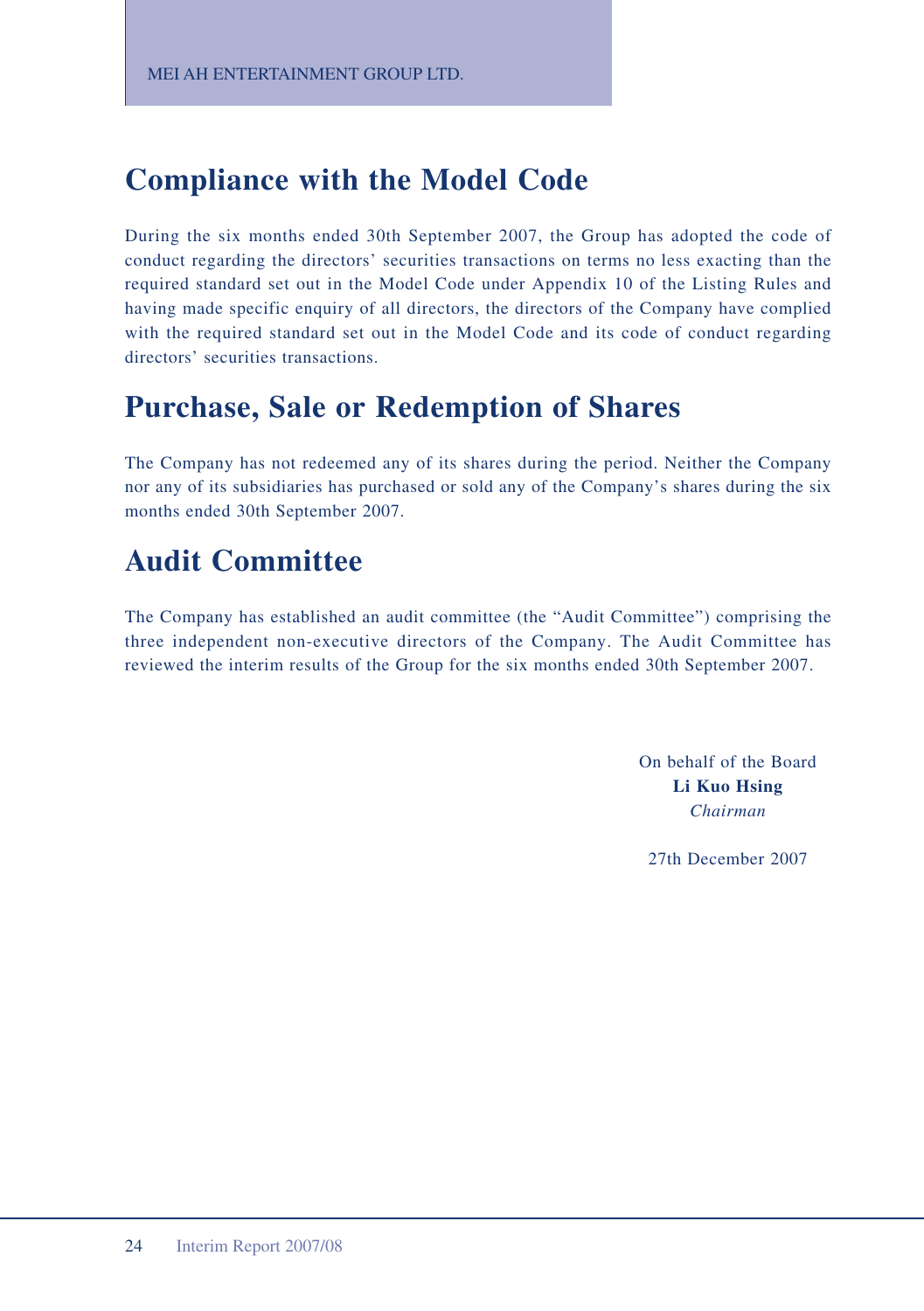## Compliance with the Model Code

During the six months ended 30th September 2007, the Group has adopted the code of conduct regarding the directors' securities transactions on terms no less exacting than the required standard set out in the Model Code under Appendix 10 of the Listing Rules and having made specific enquiry of all directors, the directors of the Company have complied with the required standard set out in the Model Code and its code of conduct regarding directors' securities transactions.

## Purchase, Sale or Redemption of Shares

The Company has not redeemed any of its shares during the period. Neither the Company nor any of its subsidiaries has purchased or sold any of the Company's shares during the six months ended 30th September 2007.

## Audit Committee

The Company has established an audit committee (the "Audit Committee") comprising the three independent non-executive directors of the Company. The Audit Committee has reviewed the interim results of the Group for the six months ended 30th September 2007.

On behalf of the Board
**Li Kuo Hsing**
*Chairman*

27th December 2007